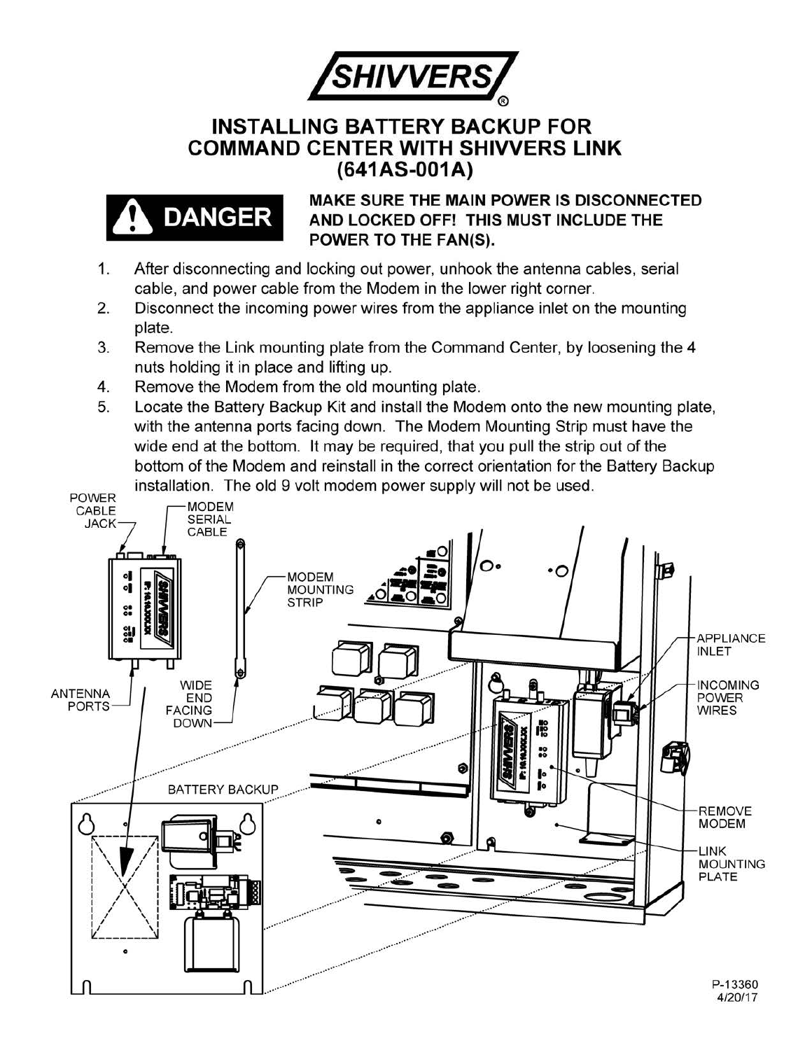# SHIVVERS®

## INSTALLING BATTERY BACKUP FOR COMMAND CENTER WITH SHIVVERS LINK (641AS-001A)

**DANGER** **MAKE SURE THE MAIN POWER IS DISCONNECTED AND LOCKED OFF! THIS MUST INCLUDE THE POWER TO THE FAN(S).**

1. After disconnecting and locking out power, unhook the antenna cables, serial cable, and power cable from the Modem in the lower right corner.
2. Disconnect the incoming power wires from the appliance inlet on the mounting plate.
3. Remove the Link mounting plate from the Command Center, by loosening the 4 nuts holding it in place and lifting up.
4. Remove the Modem from the old mounting plate.
5. Locate the Battery Backup Kit and install the Modem onto the new mounting plate, with the antenna ports facing down. The Modem Mounting Strip must have the wide end at the bottom. It may be required, that you pull the strip out of the bottom of the Modem and reinstall in the correct orientation for the Battery Backup installation. The old 9 volt modem power supply will not be used.

POWER CABLE JACK
MODEM SERIAL CABLE
MODEM MOUNTING STRIP
ANTENNA PORTS
WIDE END FACING DOWN
BATTERY BACKUP
APPLIANCE INLET
INCOMING POWER WIRES
REMOVE MODEM
LINK MOUNTING PLATE

P-13360
4/20/17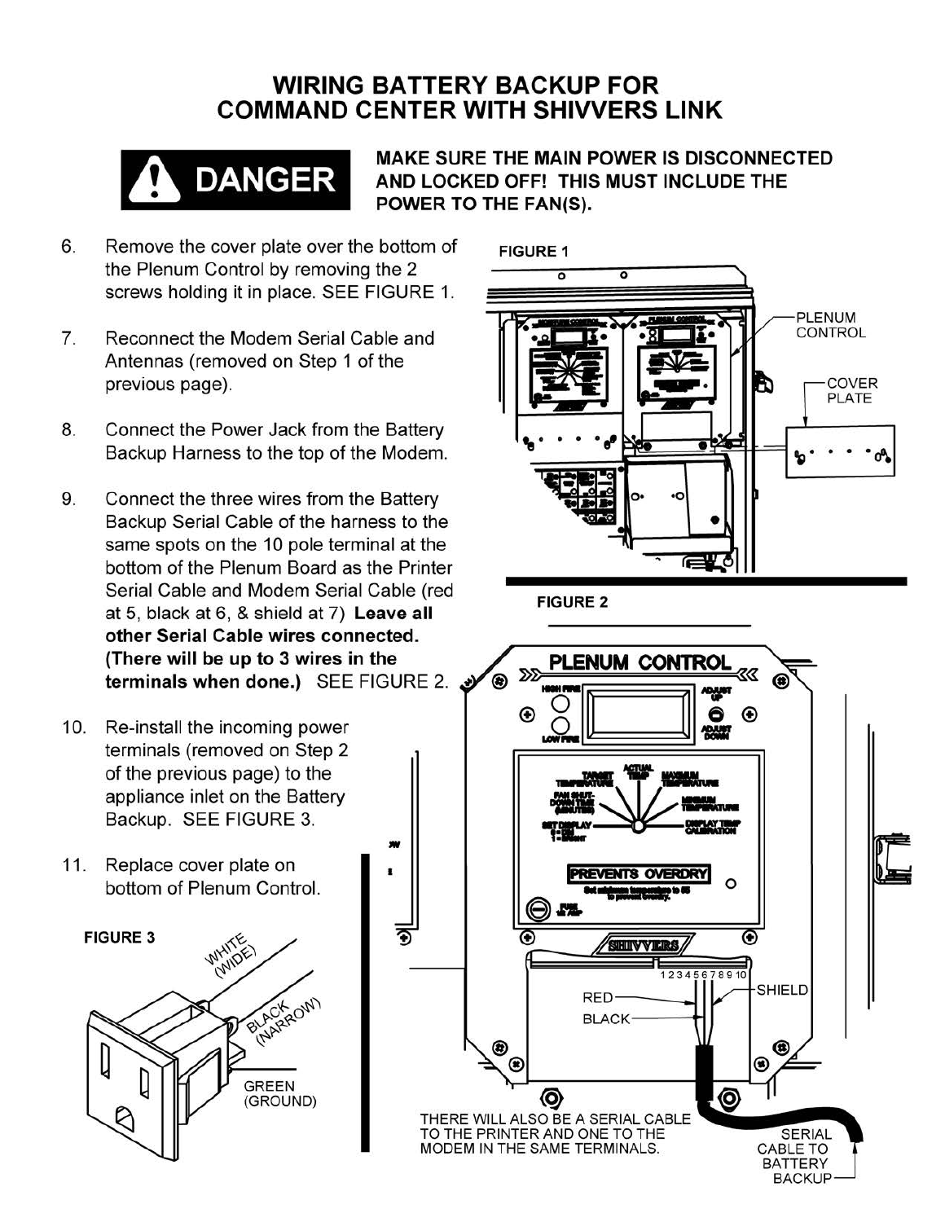# WIRING BATTERY BACKUP FOR COMMAND CENTER WITH SHIVVERS LINK

**DANGER**

**MAKE SURE THE MAIN POWER IS DISCONNECTED AND LOCKED OFF! THIS MUST INCLUDE THE POWER TO THE FAN(S).**

6. Remove the cover plate over the bottom of the Plenum Control by removing the 2 screws holding it in place. SEE FIGURE 1.
7. Reconnect the Modem Serial Cable and Antennas (removed on Step 1 of the previous page).
8. Connect the Power Jack from the Battery Backup Harness to the top of the Modem.
9. Connect the three wires from the Battery Backup Serial Cable of the harness to the same spots on the 10 pole terminal at the bottom of the Plenum Board as the Printer Serial Cable and Modem Serial Cable (red at 5, black at 6, & shield at 7) **Leave all other Serial Cable wires connected. (There will be up to 3 wires in the terminals when done.)** SEE FIGURE 2.
10. Re-install the incoming power terminals (removed on Step 2 of the previous page) to the appliance inlet on the Battery Backup. SEE FIGURE 3.
11. Replace cover plate on bottom of Plenum Control.

FIGURE 1

PLENUM CONTROL

COVER PLATE

FIGURE 2

PLENUM CONTROL

1 2 3 4 5 6 7 8 9 10

RED

BLACK

SHIELD

THERE WILL ALSO BE A SERIAL CABLE TO THE PRINTER AND ONE TO THE MODEM IN THE SAME TERMINALS.

SERIAL CABLE TO BATTERY BACKUP

FIGURE 3

WHITE (WIDE)

BLACK (NARROW)

GREEN (GROUND)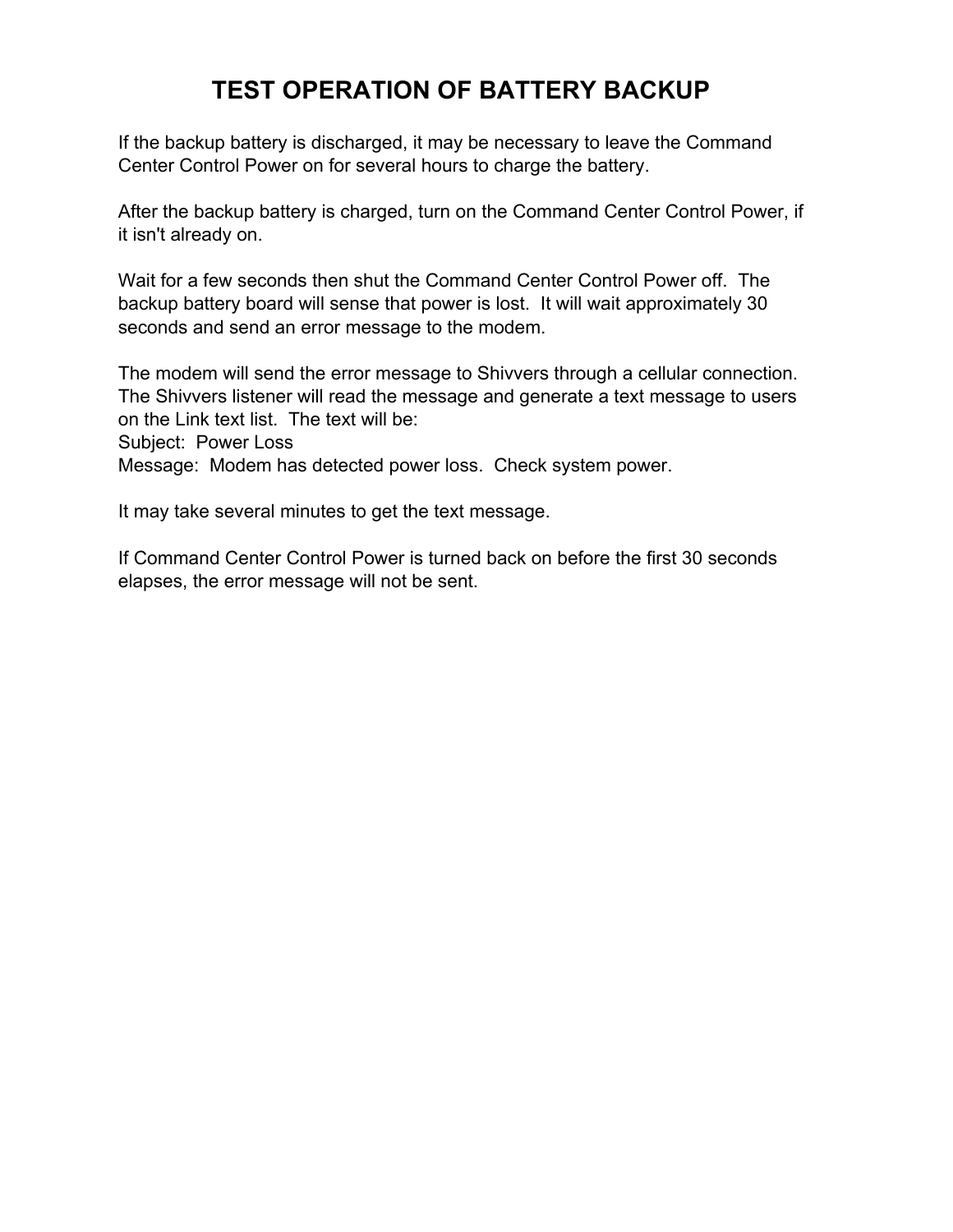# TEST OPERATION OF BATTERY BACKUP

If the backup battery is discharged, it may be necessary to leave the Command Center Control Power on for several hours to charge the battery.

After the backup battery is charged, turn on the Command Center Control Power, if it isn't already on.

Wait for a few seconds then shut the Command Center Control Power off. The backup battery board will sense that power is lost. It will wait approximately 30 seconds and send an error message to the modem.

The modem will send the error message to Shivvers through a cellular connection. The Shivvers listener will read the message and generate a text message to users on the Link text list. The text will be:
Subject: Power Loss
Message: Modem has detected power loss. Check system power.

It may take several minutes to get the text message.

If Command Center Control Power is turned back on before the first 30 seconds elapses, the error message will not be sent.